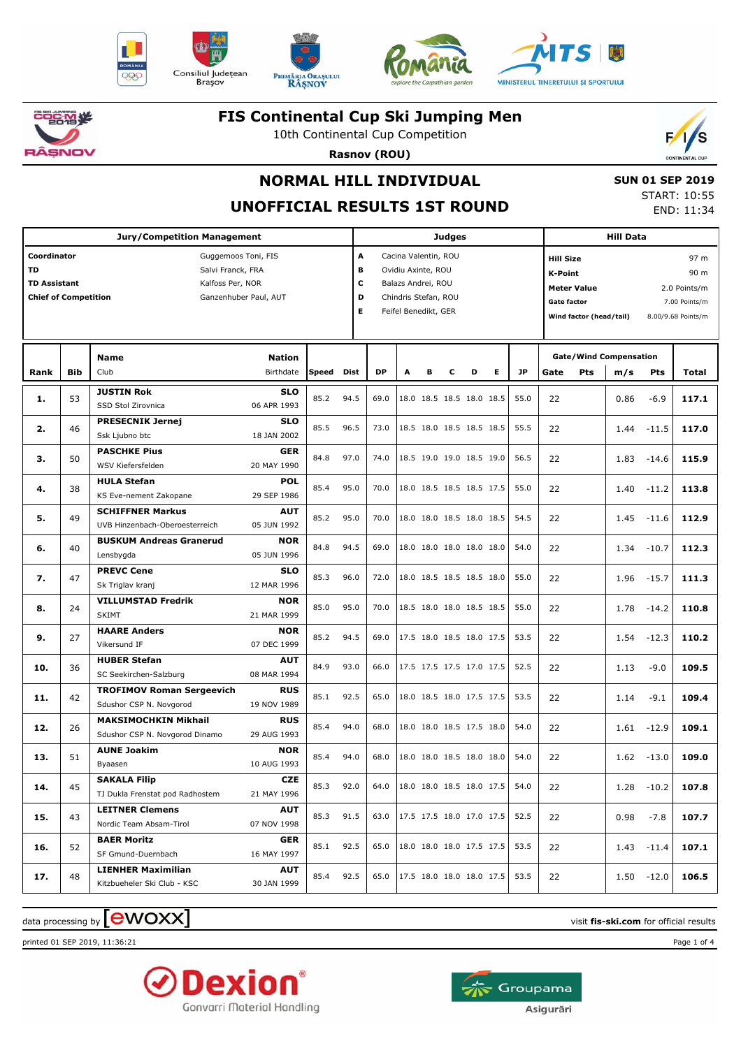# FIS Continental Cup Ski Jumping Men

10th Continental Cup Competition

**Rasnov (ROU)**

## NORMAL HILL INDIVIDUAL

## UNOFFICIAL RESULTS 1ST ROUND

**SUN 01 SEP 2019**
START: 10:55
END: 11:34

| Jury/Competition Management | | Judges | | Hill Data | |
|---|---|---|---|---|---|
| **Coordinator** | Guggemoos Toni, FIS | A | Cacina Valentin, ROU | **Hill Size** | 97 m |
| **TD** | Salvi Franck, FRA | B | Ovidiu Axinte, ROU | **K-Point** | 90 m |
| **TD Assistant** | Kalfoss Per, NOR | C | Balazs Andrei, ROU | **Meter Value** | 2.0 Points/m |
| **Chief of Competition** | Ganzenhuber Paul, AUT | D | Chindris Stefan, ROU | **Gate factor** | 7.00 Points/m |
| | | E | Feifel Benedikt, GER | **Wind factor (head/tail)** | 8.00/9.68 Points/m |

| Rank | Bib | Name / Club | Nation / Birthdate | Speed | Dist | DP | A | B | C | D | E | JP | Gate | Gate Pts | Wind m/s | Wind Pts | Total |
|---|---|---|---|---|---|---|---|---|---|---|---|---|---|---|---|---|---|
| **1.** | 53 | **JUSTIN Rok** / SSD Stol Zirovnica | **SLO** / 06 APR 1993 | 85.2 | 94.5 | 69.0 | 18.0 | 18.5 | 18.5 | 18.0 | 18.5 | 55.0 | 22 | | 0.86 | -6.9 | **117.1** |
| **2.** | 46 | **PRESECNIK Jernej** / Ssk Ljubno btc | **SLO** / 18 JAN 2002 | 85.5 | 96.5 | 73.0 | 18.5 | 18.0 | 18.5 | 18.5 | 18.5 | 55.5 | 22 | | 1.44 | -11.5 | **117.0** |
| **3.** | 50 | **PASCHKE Pius** / WSV Kiefersfelden | **GER** / 20 MAY 1990 | 84.8 | 97.0 | 74.0 | 18.5 | 19.0 | 19.0 | 18.5 | 19.0 | 56.5 | 22 | | 1.83 | -14.6 | **115.9** |
| **4.** | 38 | **HULA Stefan** / KS Eve-nement Zakopane | **POL** / 29 SEP 1986 | 85.4 | 95.0 | 70.0 | 18.0 | 18.5 | 18.5 | 18.5 | 17.5 | 55.0 | 22 | | 1.40 | -11.2 | **113.8** |
| **5.** | 49 | **SCHIFFNER Markus** / UVB Hinzenbach-Oberoesterreich | **AUT** / 05 JUN 1992 | 85.2 | 95.0 | 70.0 | 18.0 | 18.0 | 18.5 | 18.0 | 18.5 | 54.5 | 22 | | 1.45 | -11.6 | **112.9** |
| **6.** | 40 | **BUSKUM Andreas Granerud** / Lensbygda | **NOR** / 05 JUN 1996 | 84.8 | 94.5 | 69.0 | 18.0 | 18.0 | 18.0 | 18.0 | 18.0 | 54.0 | 22 | | 1.34 | -10.7 | **112.3** |
| **7.** | 47 | **PREVC Cene** / Sk Triglav kranj | **SLO** / 12 MAR 1996 | 85.3 | 96.0 | 72.0 | 18.0 | 18.5 | 18.5 | 18.5 | 18.0 | 55.0 | 22 | | 1.96 | -15.7 | **111.3** |
| **8.** | 24 | **VILLUMSTAD Fredrik** / SKIMT | **NOR** / 21 MAR 1999 | 85.0 | 95.0 | 70.0 | 18.5 | 18.0 | 18.0 | 18.5 | 18.5 | 55.0 | 22 | | 1.78 | -14.2 | **110.8** |
| **9.** | 27 | **HAARE Anders** / Vikersund IF | **NOR** / 07 DEC 1999 | 85.2 | 94.5 | 69.0 | 17.5 | 18.0 | 18.5 | 18.0 | 17.5 | 53.5 | 22 | | 1.54 | -12.3 | **110.2** |
| **10.** | 36 | **HUBER Stefan** / SC Seekirchen-Salzburg | **AUT** / 08 MAR 1994 | 84.9 | 93.0 | 66.0 | 17.5 | 17.5 | 17.5 | 17.0 | 17.5 | 52.5 | 22 | | 1.13 | -9.0 | **109.5** |
| **11.** | 42 | **TROFIMOV Roman Sergeevich** / Sdushor CSP N. Novgorod | **RUS** / 19 NOV 1989 | 85.1 | 92.5 | 65.0 | 18.0 | 18.5 | 18.0 | 17.5 | 17.5 | 53.5 | 22 | | 1.14 | -9.1 | **109.4** |
| **12.** | 26 | **MAKSIMOCHKIN Mikhail** / Sdushor CSP N. Novgorod Dinamo | **RUS** / 29 AUG 1993 | 85.4 | 94.0 | 68.0 | 18.0 | 18.0 | 18.5 | 17.5 | 18.0 | 54.0 | 22 | | 1.61 | -12.9 | **109.1** |
| **13.** | 51 | **AUNE Joakim** / Byaasen | **NOR** / 10 AUG 1993 | 85.4 | 94.0 | 68.0 | 18.0 | 18.0 | 18.5 | 18.0 | 18.0 | 54.0 | 22 | | 1.62 | -13.0 | **109.0** |
| **14.** | 45 | **SAKALA Filip** / TJ Dukla Frenstat pod Radhostem | **CZE** / 21 MAY 1996 | 85.3 | 92.0 | 64.0 | 18.0 | 18.0 | 18.5 | 18.0 | 17.5 | 54.0 | 22 | | 1.28 | -10.2 | **107.8** |
| **15.** | 43 | **LEITNER Clemens** / Nordic Team Absam-Tirol | **AUT** / 07 NOV 1998 | 85.3 | 91.5 | 63.0 | 17.5 | 17.5 | 18.0 | 17.0 | 17.5 | 52.5 | 22 | | 0.98 | -7.8 | **107.7** |
| **16.** | 52 | **BAER Moritz** / SF Gmund-Duernbach | **GER** / 16 MAY 1997 | 85.1 | 92.5 | 65.0 | 18.0 | 18.0 | 18.0 | 17.5 | 17.5 | 53.5 | 22 | | 1.43 | -11.4 | **107.1** |
| **17.** | 48 | **LIENHER Maximilian** / Kitzbueheler Ski Club - KSC | **AUT** / 30 JAN 1999 | 85.4 | 92.5 | 65.0 | 17.5 | 18.0 | 18.0 | 18.0 | 17.5 | 53.5 | 22 | | 1.50 | -12.0 | **106.5** |

data processing by [ewoxx]    visit **fis-ski.com** for official results

printed 01 SEP 2019, 11:36:21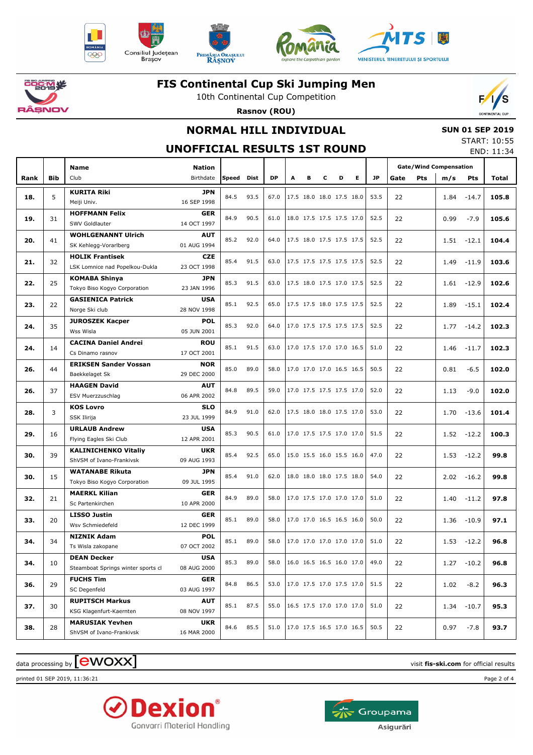# FIS Continental Cup Ski Jumping Men

10th Continental Cup Competition

**Rasnov (ROU)**

## NORMAL HILL INDIVIDUAL

## UNOFFICIAL RESULTS 1ST ROUND

**SUN 01 SEP 2019**
START: 10:55
END: 11:34

| Rank | Bib | Name / Club | Nation / Birthdate | Speed | Dist | DP | A | B | C | D | E | JP | Gate | Pts | m/s | Pts | Total |
|---|---|---|---|---|---|---|---|---|---|---|---|---|---|---|---|---|---|
| | | | | | | | | | | | | | Gate/Wind Compensation | | | | |
| 18. | 5 | **KURITA Riki** Meiji Univ. | **JPN** 16 SEP 1998 | 84.5 | 93.5 | 67.0 | 17.5 | 18.0 | 18.0 | 17.5 | 18.0 | 53.5 | 22 | | 1.84 | -14.7 | **105.8** |
| 19. | 31 | **HOFFMANN Felix** SWV Goldlauter | **GER** 14 OCT 1997 | 84.9 | 90.5 | 61.0 | 18.0 | 17.5 | 17.5 | 17.5 | 17.0 | 52.5 | 22 | | 0.99 | -7.9 | **105.6** |
| 20. | 41 | **WOHLGENANNT Ulrich** SK Kehlegg-Vorarlberg | **AUT** 01 AUG 1994 | 85.2 | 92.0 | 64.0 | 17.5 | 18.0 | 17.5 | 17.5 | 17.5 | 52.5 | 22 | | 1.51 | -12.1 | **104.4** |
| 21. | 32 | **HOLIK Frantisek** LSK Lomnice nad Popelkou-Dukla | **CZE** 23 OCT 1998 | 85.4 | 91.5 | 63.0 | 17.5 | 17.5 | 17.5 | 17.5 | 17.5 | 52.5 | 22 | | 1.49 | -11.9 | **103.6** |
| 22. | 25 | **KOMABA Shinya** Tokyo Biso Kogyo Corporation | **JPN** 23 JAN 1996 | 85.3 | 91.5 | 63.0 | 17.5 | 18.0 | 17.5 | 17.0 | 17.5 | 52.5 | 22 | | 1.61 | -12.9 | **102.6** |
| 23. | 22 | **GASIENICA Patrick** Norge Ski club | **USA** 28 NOV 1998 | 85.1 | 92.5 | 65.0 | 17.5 | 17.5 | 18.0 | 17.5 | 17.5 | 52.5 | 22 | | 1.89 | -15.1 | **102.4** |
| 24. | 35 | **JUROSZEK Kacper** Wss Wisla | **POL** 05 JUN 2001 | 85.3 | 92.0 | 64.0 | 17.0 | 17.5 | 17.5 | 17.5 | 17.5 | 52.5 | 22 | | 1.77 | -14.2 | **102.3** |
| 24. | 14 | **CACINA Daniel Andrei** Cs Dinamo rasnov | **ROU** 17 OCT 2001 | 85.1 | 91.5 | 63.0 | 17.0 | 17.5 | 17.0 | 17.0 | 16.5 | 51.0 | 22 | | 1.46 | -11.7 | **102.3** |
| 26. | 44 | **ERIKSEN Sander Vossan** Baekkelaget Sk | **NOR** 29 DEC 2000 | 85.0 | 89.0 | 58.0 | 17.0 | 17.0 | 17.0 | 16.5 | 16.5 | 50.5 | 22 | | 0.81 | -6.5 | **102.0** |
| 26. | 37 | **HAAGEN David** ESV Muerzzuschlag | **AUT** 06 APR 2002 | 84.8 | 89.5 | 59.0 | 17.0 | 17.5 | 17.5 | 17.5 | 17.0 | 52.0 | 22 | | 1.13 | -9.0 | **102.0** |
| 28. | 3 | **KOS Lovro** SSK Ilirija | **SLO** 23 JUL 1999 | 84.9 | 91.0 | 62.0 | 17.5 | 18.0 | 18.0 | 17.5 | 17.0 | 53.0 | 22 | | 1.70 | -13.6 | **101.4** |
| 29. | 16 | **URLAUB Andrew** Flying Eagles Ski Club | **USA** 12 APR 2001 | 85.3 | 90.5 | 61.0 | 17.0 | 17.5 | 17.5 | 17.0 | 17.0 | 51.5 | 22 | | 1.52 | -12.2 | **100.3** |
| 30. | 39 | **KALINICHENKO Vitaliy** ShVSM of Ivano-Frankivsk | **UKR** 09 AUG 1993 | 85.4 | 92.5 | 65.0 | 15.0 | 15.5 | 16.0 | 15.5 | 16.0 | 47.0 | 22 | | 1.53 | -12.2 | **99.8** |
| 30. | 15 | **WATANABE Rikuta** Tokyo Biso Kogyo Corporation | **JPN** 09 JUL 1995 | 85.4 | 91.0 | 62.0 | 18.0 | 18.0 | 18.0 | 17.5 | 18.0 | 54.0 | 22 | | 2.02 | -16.2 | **99.8** |
| 32. | 21 | **MAERKL Kilian** Sc Partenkirchen | **GER** 10 APR 2000 | 84.9 | 89.0 | 58.0 | 17.0 | 17.5 | 17.0 | 17.0 | 17.0 | 51.0 | 22 | | 1.40 | -11.2 | **97.8** |
| 33. | 20 | **LISSO Justin** Wsv Schmiedefeld | **GER** 12 DEC 1999 | 85.1 | 89.0 | 58.0 | 17.0 | 17.0 | 16.5 | 16.5 | 16.0 | 50.0 | 22 | | 1.36 | -10.9 | **97.1** |
| 34. | 34 | **NIZNIK Adam** Ts Wisla zakopane | **POL** 07 OCT 2002 | 85.1 | 89.0 | 58.0 | 17.0 | 17.0 | 17.0 | 17.0 | 17.0 | 51.0 | 22 | | 1.53 | -12.2 | **96.8** |
| 34. | 10 | **DEAN Decker** Steamboat Springs winter sports cl | **USA** 08 AUG 2000 | 85.3 | 89.0 | 58.0 | 16.0 | 16.5 | 16.5 | 16.0 | 17.0 | 49.0 | 22 | | 1.27 | -10.2 | **96.8** |
| 36. | 29 | **FUCHS Tim** SC Degenfeld | **GER** 03 AUG 1997 | 84.8 | 86.5 | 53.0 | 17.0 | 17.5 | 17.0 | 17.5 | 17.0 | 51.5 | 22 | | 1.02 | -8.2 | **96.3** |
| 37. | 30 | **RUPITSCH Markus** KSG Klagenfurt-Kaernten | **AUT** 08 NOV 1997 | 85.1 | 87.5 | 55.0 | 16.5 | 17.5 | 17.0 | 17.0 | 17.0 | 51.0 | 22 | | 1.34 | -10.7 | **95.3** |
| 38. | 28 | **MARUSIAK Yevhen** ShVSM of Ivano-Frankivsk | **UKR** 16 MAR 2000 | 84.6 | 85.5 | 51.0 | 17.0 | 17.5 | 16.5 | 17.0 | 16.5 | 50.5 | 22 | | 0.97 | -7.8 | **93.7** |

data processing by ewoxx — visit **fis-ski.com** for official results

printed 01 SEP 2019, 11:36:21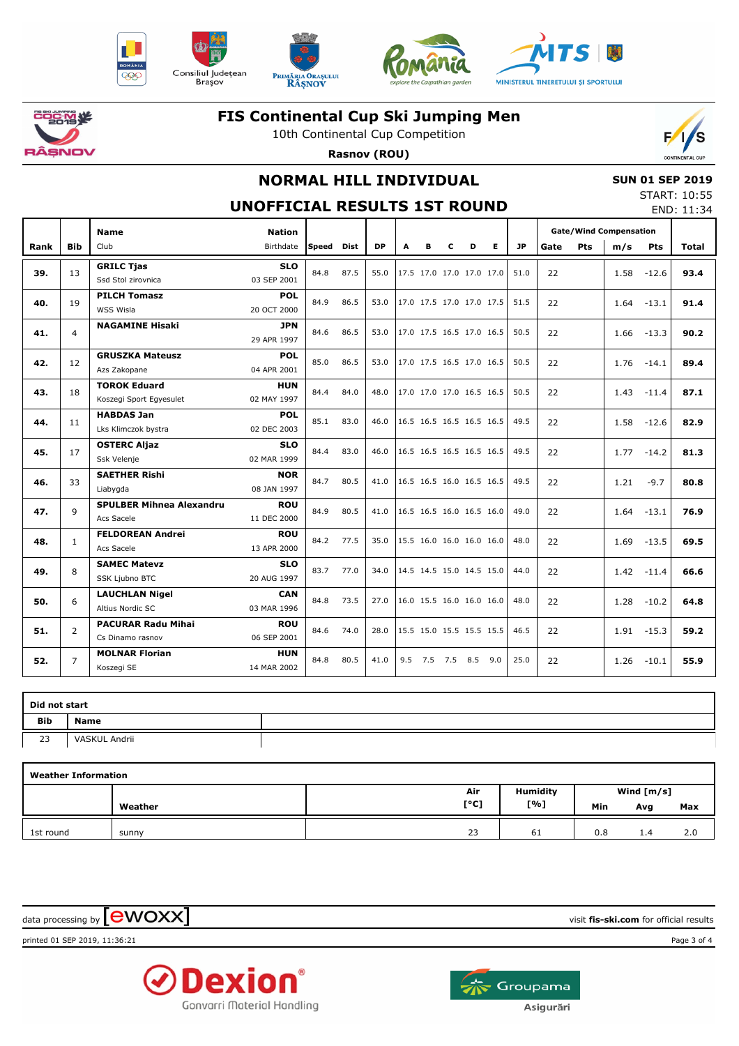# FIS Continental Cup Ski Jumping Men

10th Continental Cup Competition

**Rasnov (ROU)**

## NORMAL HILL INDIVIDUAL

**SUN 01 SEP 2019**

START: 10:55

END: 11:34

## UNOFFICIAL RESULTS 1ST ROUND

| Rank | Bib | Name / Club | Nation / Birthdate | Speed | Dist | DP | A | B | C | D | E | JP | Gate | Gate Pts | Wind m/s | Wind Pts | Total |
|---|---|---|---|---|---|---|---|---|---|---|---|---|---|---|---|---|---|
| 39. | 13 | **GRILC Tjas** / Ssd Stol zirovnica | SLO / 03 SEP 2001 | 84.8 | 87.5 | 55.0 | 17.5 | 17.0 | 17.0 | 17.0 | 17.0 | 51.0 | 22 | | 1.58 | -12.6 | **93.4** |
| 40. | 19 | **PILCH Tomasz** / WSS Wisla | POL / 20 OCT 2000 | 84.9 | 86.5 | 53.0 | 17.0 | 17.5 | 17.0 | 17.0 | 17.5 | 51.5 | 22 | | 1.64 | -13.1 | **91.4** |
| 41. | 4 | **NAGAMINE Hisaki** | JPN / 29 APR 1997 | 84.6 | 86.5 | 53.0 | 17.0 | 17.5 | 16.5 | 17.0 | 16.5 | 50.5 | 22 | | 1.66 | -13.3 | **90.2** |
| 42. | 12 | **GRUSZKA Mateusz** / Azs Zakopane | POL / 04 APR 2001 | 85.0 | 86.5 | 53.0 | 17.0 | 17.5 | 16.5 | 17.0 | 16.5 | 50.5 | 22 | | 1.76 | -14.1 | **89.4** |
| 43. | 18 | **TOROK Eduard** / Koszegi Sport Egyesulet | HUN / 02 MAY 1997 | 84.4 | 84.0 | 48.0 | 17.0 | 17.0 | 17.0 | 16.5 | 16.5 | 50.5 | 22 | | 1.43 | -11.4 | **87.1** |
| 44. | 11 | **HABDAS Jan** / Lks Klimczok bystra | POL / 02 DEC 2003 | 85.1 | 83.0 | 46.0 | 16.5 | 16.5 | 16.5 | 16.5 | 16.5 | 49.5 | 22 | | 1.58 | -12.6 | **82.9** |
| 45. | 17 | **OSTERC Aljaz** / Ssk Velenje | SLO / 02 MAR 1999 | 84.4 | 83.0 | 46.0 | 16.5 | 16.5 | 16.5 | 16.5 | 16.5 | 49.5 | 22 | | 1.77 | -14.2 | **81.3** |
| 46. | 33 | **SAETHER Rishi** / Liabygda | NOR / 08 JAN 1997 | 84.7 | 80.5 | 41.0 | 16.5 | 16.5 | 16.0 | 16.5 | 16.5 | 49.5 | 22 | | 1.21 | -9.7 | **80.8** |
| 47. | 9 | **SPULBER Mihnea Alexandru** / Acs Sacele | ROU / 11 DEC 2000 | 84.9 | 80.5 | 41.0 | 16.5 | 16.5 | 16.0 | 16.5 | 16.0 | 49.0 | 22 | | 1.64 | -13.1 | **76.9** |
| 48. | 1 | **FELDOREAN Andrei** / Acs Sacele | ROU / 13 APR 2000 | 84.2 | 77.5 | 35.0 | 15.5 | 16.0 | 16.0 | 16.0 | 16.0 | 48.0 | 22 | | 1.69 | -13.5 | **69.5** |
| 49. | 8 | **SAMEC Matevz** / SSK Ljubno BTC | SLO / 20 AUG 1997 | 83.7 | 77.0 | 34.0 | 14.5 | 14.5 | 15.0 | 14.5 | 15.0 | 44.0 | 22 | | 1.42 | -11.4 | **66.6** |
| 50. | 6 | **LAUCHLAN Nigel** / Altius Nordic SC | CAN / 03 MAR 1996 | 84.8 | 73.5 | 27.0 | 16.0 | 15.5 | 16.0 | 16.0 | 16.0 | 48.0 | 22 | | 1.28 | -10.2 | **64.8** |
| 51. | 2 | **PACURAR Radu Mihai** / Cs Dinamo rasnov | ROU / 06 SEP 2001 | 84.6 | 74.0 | 28.0 | 15.5 | 15.0 | 15.5 | 15.5 | 15.5 | 46.5 | 22 | | 1.91 | -15.3 | **59.2** |
| 52. | 7 | **MOLNAR Florian** / Koszegi SE | HUN / 14 MAR 2002 | 84.8 | 80.5 | 41.0 | 9.5 | 7.5 | 7.5 | 8.5 | 9.0 | 25.0 | 22 | | 1.26 | -10.1 | **55.9** |

### Did not start

| Bib | Name |
|---|---|
| 23 | VASKUL Andrii |

### Weather Information

| | Weather | Air [°C] | Humidity [%] | Wind Min [m/s] | Wind Avg [m/s] | Wind Max [m/s] |
|---|---|---|---|---|---|---|
| 1st round | sunny | 23 | 61 | 0.8 | 1.4 | 2.0 |

data processing by ewoxx — visit **fis-ski.com** for official results

printed 01 SEP 2019, 11:36:21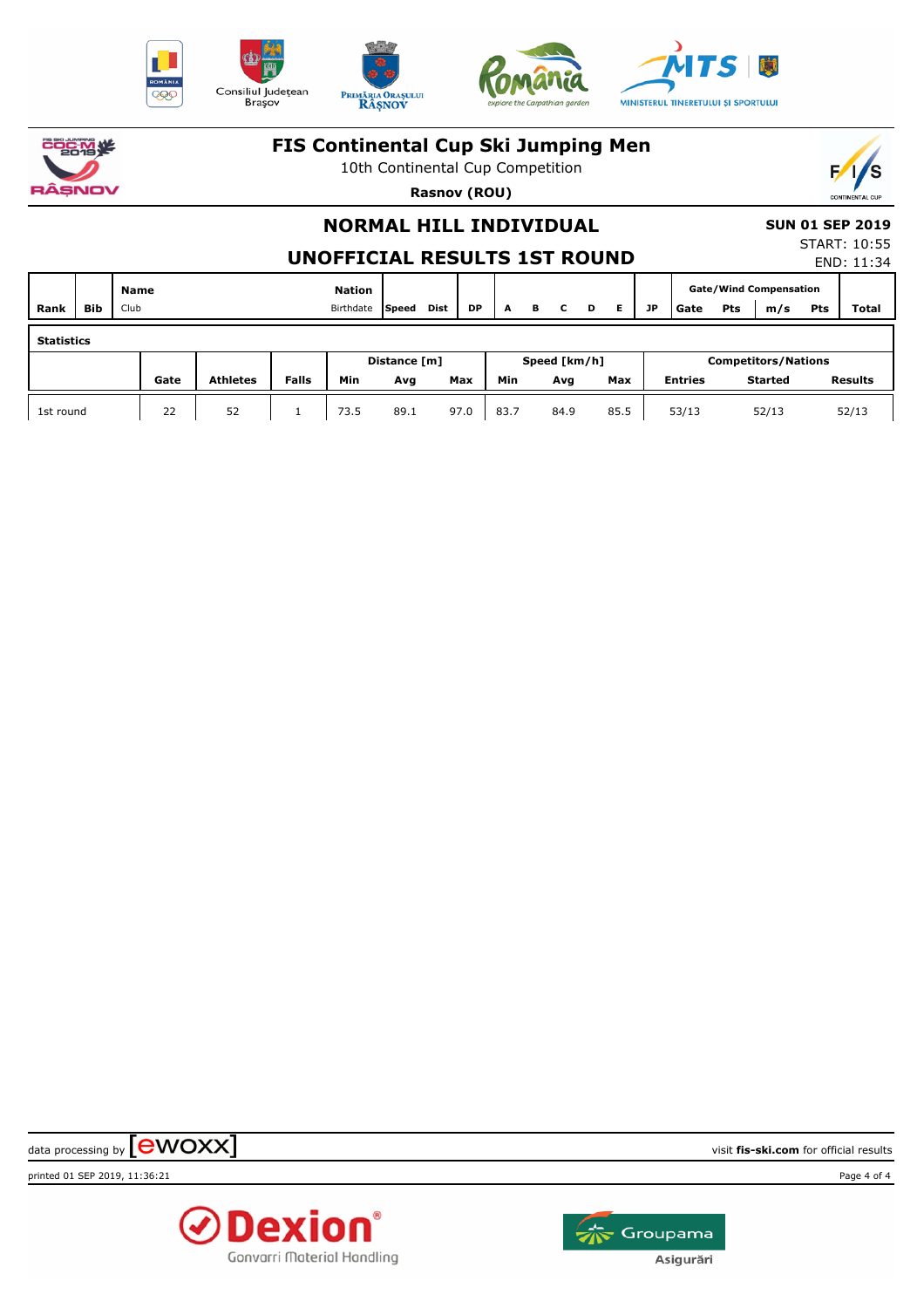# FIS Continental Cup Ski Jumping Men

10th Continental Cup Competition

**Rasnov (ROU)**

## NORMAL HILL INDIVIDUAL

**SUN 01 SEP 2019**

START: 10:55

END: 11:34

## UNOFFICIAL RESULTS 1ST ROUND

| Rank | Bib | Name / Club | Nation / Birthdate | Speed | Dist | DP | A | B | C | D | E | JP | Gate/Wind Compensation Gate | Pts | m/s | Pts | Total |
|---|---|---|---|---|---|---|---|---|---|---|---|---|---|---|---|---|---|

**Statistics**

| | Gate | Athletes | Falls | Distance [m] Min | Avg | Max | Speed [km/h] Min | Avg | Max | Competitors/Nations Entries | Started | Results |
|---|---|---|---|---|---|---|---|---|---|---|---|---|
| 1st round | 22 | 52 | 1 | 73.5 | 89.1 | 97.0 | 83.7 | 84.9 | 85.5 | 53/13 | 52/13 | 52/13 |

data processing by [ewoxx]

visit **fis-ski.com** for official results

printed 01 SEP 2019, 11:36:21